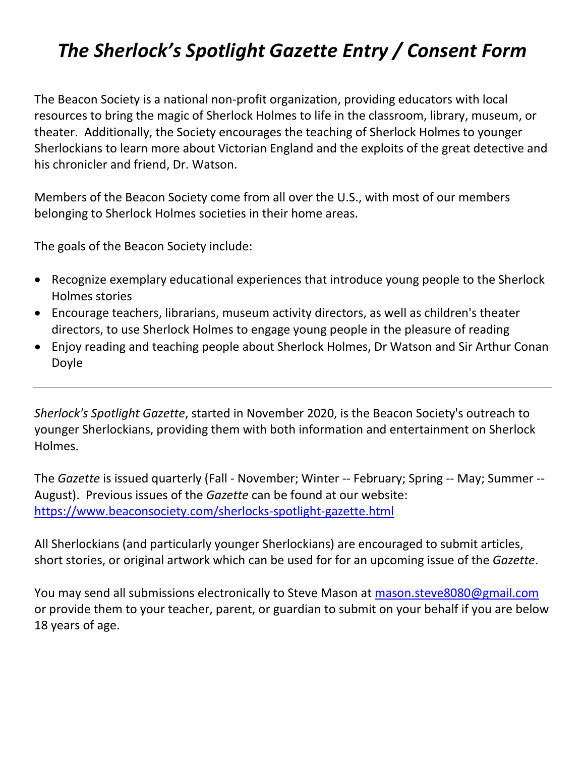# *The Sherlock's Spotlight Gazette Entry / Consent Form*

The Beacon Society is a national non-profit organization, providing educators with local resources to bring the magic of Sherlock Holmes to life in the classroom, library, museum, or theater. Additionally, the Society encourages the teaching of Sherlock Holmes to younger Sherlockians to learn more about Victorian England and the exploits of the great detective and his chronicler and friend, Dr. Watson.

Members of the Beacon Society come from all over the U.S., with most of our members belonging to Sherlock Holmes societies in their home areas.

The goals of the Beacon Society include:

- Recognize exemplary educational experiences that introduce young people to the Sherlock Holmes stories
- Encourage teachers, librarians, museum activity directors, as well as children's theater directors, to use Sherlock Holmes to engage young people in the pleasure of reading
- Enjoy reading and teaching people about Sherlock Holmes, Dr Watson and Sir Arthur Conan Doyle

---

*Sherlock's Spotlight Gazette*, started in November 2020, is the Beacon Society's outreach to younger Sherlockians, providing them with both information and entertainment on Sherlock Holmes.

The *Gazette* is issued quarterly (Fall - November; Winter -- February; Spring -- May; Summer -- August). Previous issues of the *Gazette* can be found at our website: [https://www.beaconsociety.com/sherlocks-spotlight-gazette.html](https://www.beaconsociety.com/sherlocks-spotlight-gazette.html)

All Sherlockians (and particularly younger Sherlockians) are encouraged to submit articles, short stories, or original artwork which can be used for for an upcoming issue of the *Gazette*.

You may send all submissions electronically to Steve Mason at [mason.steve8080@gmail.com](mailto:mason.steve8080@gmail.com) or provide them to your teacher, parent, or guardian to submit on your behalf if you are below 18 years of age.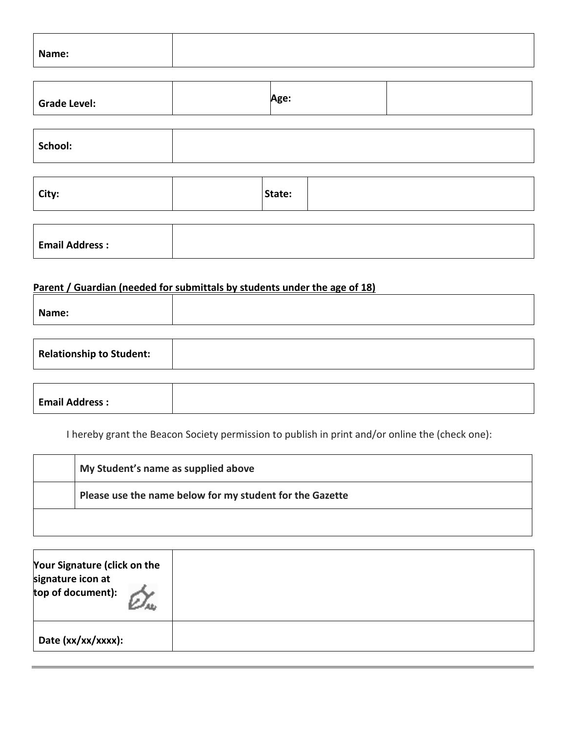| | |
|---|---|
| **Name:** | |

| | | | |
|---|---|---|---|
| **Grade Level:** | | **Age:** | |

| | |
|---|---|
| **School:** | |

| | | | |
|---|---|---|---|
| **City:** | | **State:** | |

| | |
|---|---|
| **Email Address :** | |

**Parent / Guardian (needed for submittals by students under the age of 18)**

| | |
|---|---|
| **Name:** | |
| **Relationship to Student:** | |
| **Email Address :** | |

I hereby grant the Beacon Society permission to publish in print and/or online the (check one):

| | |
|---|---|
| | **My Student's name as supplied above** |
| | **Please use the name below for my student for the Gazette** |
| | |

| | |
|---|---|
| **Your Signature (click on the signature icon at top of document):** | |
| **Date (xx/xx/xxxx):** | |